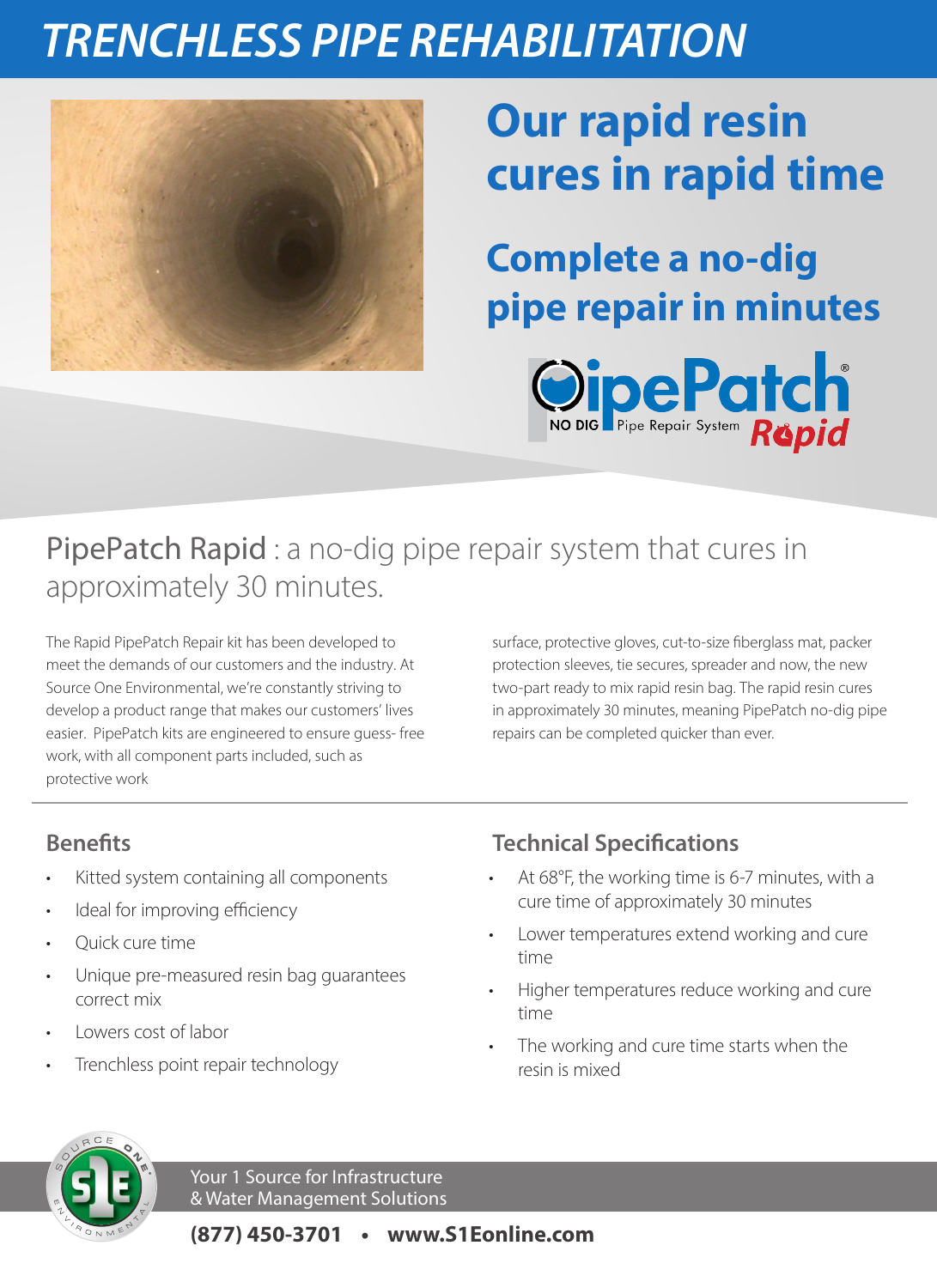# TRENCHLESS PIPE REHABILITATION

## Our rapid resin cures in rapid time

## Complete a no-dig pipe repair in minutes

PipePatch® NO DIG Pipe Repair System Rapid

## PipePatch Rapid : a no-dig pipe repair system that cures in approximately 30 minutes.

The Rapid PipePatch Repair kit has been developed to meet the demands of our customers and the industry. At Source One Environmental, we're constantly striving to develop a product range that makes our customers' lives easier. PipePatch kits are engineered to ensure guess- free work, with all component parts included, such as protective work surface, protective gloves, cut-to-size fiberglass mat, packer protection sleeves, tie secures, spreader and now, the new two-part ready to mix rapid resin bag. The rapid resin cures in approximately 30 minutes, meaning PipePatch no-dig pipe repairs can be completed quicker than ever.

### Benefits

- Kitted system containing all components
- Ideal for improving efficiency
- Quick cure time
- Unique pre-measured resin bag guarantees correct mix
- Lowers cost of labor
- Trenchless point repair technology

### Technical Specifications

- At 68°F, the working time is 6-7 minutes, with a cure time of approximately 30 minutes
- Lower temperatures extend working and cure time
- Higher temperatures reduce working and cure time
- The working and cure time starts when the resin is mixed

Your 1 Source for Infrastructure & Water Management Solutions

**(877) 450-3701 • www.S1Eonline.com**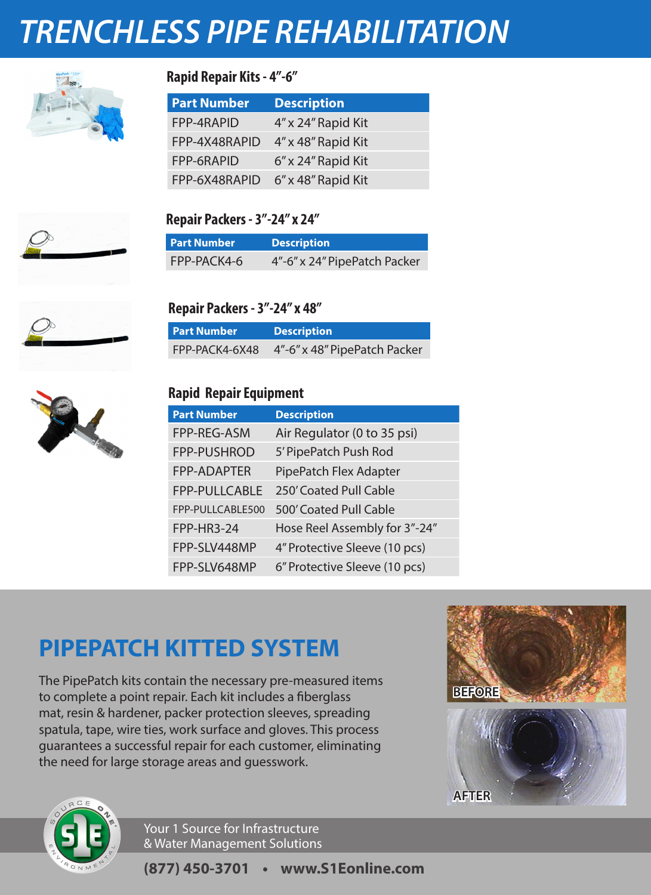# TRENCHLESS PIPE REHABILITATION

### Rapid Repair Kits - 4"-6"

| Part Number | Description |
|---|---|
| FPP-4RAPID | 4" x 24" Rapid Kit |
| FPP-4X48RAPID | 4" x 48" Rapid Kit |
| FPP-6RAPID | 6" x 24" Rapid Kit |
| FPP-6X48RAPID | 6" x 48" Rapid Kit |

### Repair Packers - 3"-24" x 24"

| Part Number | Description |
|---|---|
| FPP-PACK4-6 | 4"-6" x 24" PipePatch Packer |

### Repair Packers - 3"-24" x 48"

| Part Number | Description |
|---|---|
| FPP-PACK4-6X48 | 4"-6" x 48" PipePatch Packer |

### Rapid Repair Equipment

| Part Number | Description |
|---|---|
| FPP-REG-ASM | Air Regulator (0 to 35 psi) |
| FPP-PUSHROD | 5' PipePatch Push Rod |
| FPP-ADAPTER | PipePatch Flex Adapter |
| FPP-PULLCABLE | 250' Coated Pull Cable |
| FPP-PULLCABLE500 | 500' Coated Pull Cable |
| FPP-HR3-24 | Hose Reel Assembly for 3"-24" |
| FPP-SLV448MP | 4" Protective Sleeve (10 pcs) |
| FPP-SLV648MP | 6" Protective Sleeve (10 pcs) |

## PIPEPATCH KITTED SYSTEM

The PipePatch kits contain the necessary pre-measured items to complete a point repair. Each kit includes a fiberglass mat, resin & hardener, packer protection sleeves, spreading spatula, tape, wire ties, work surface and gloves. This process guarantees a successful repair for each customer, eliminating the need for large storage areas and guesswork.

BEFORE

AFTER

Your 1 Source for Infrastructure
& Water Management Solutions

**(877) 450-3701 • www.S1Eonline.com**